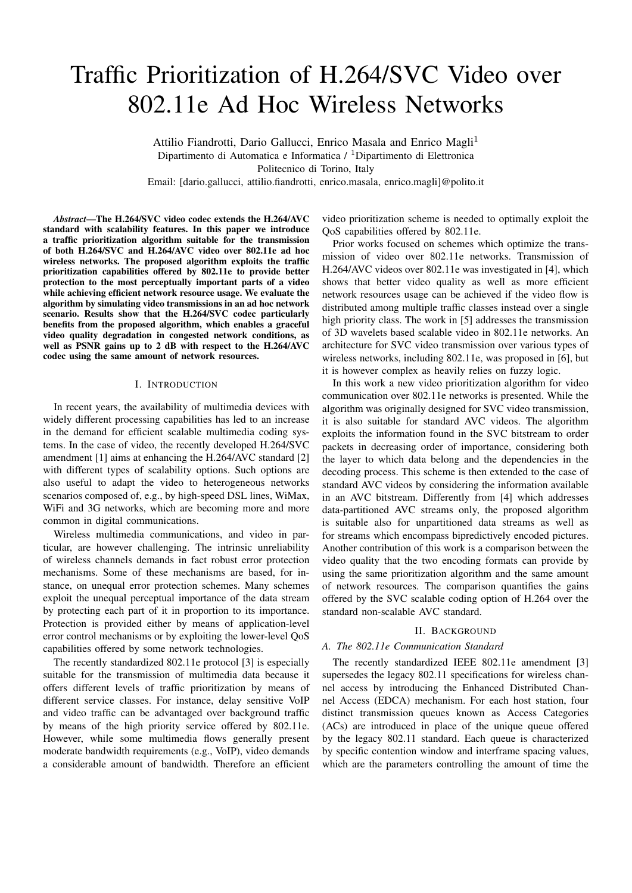# Traffic Prioritization of H.264/SVC Video over 802.11e Ad Hoc Wireless Networks

Attilio Fiandrotti, Dario Gallucci, Enrico Masala and Enrico Magli[1]

Dipartimento di Automatica e Informatica / [1]Dipartimento di Elettronica

Politecnico di Torino, Italy

Email: [dario.gallucci, attilio.fiandrotti, enrico.masala, enrico.magli]@polito.it

***Abstract*—The H.264/SVC video codec extends the H.264/AVC standard with scalability features. In this paper we introduce a traffic prioritization algorithm suitable for the transmission of both H.264/SVC and H.264/AVC video over 802.11e ad hoc wireless networks. The proposed algorithm exploits the traffic prioritization capabilities offered by 802.11e to provide better protection to the most perceptually important parts of a video while achieving efficient network resource usage. We evaluate the algorithm by simulating video transmissions in an ad hoc network scenario. Results show that the H.264/SVC codec particularly benefits from the proposed algorithm, which enables a graceful video quality degradation in congested network conditions, as well as PSNR gains up to 2 dB with respect to the H.264/AVC codec using the same amount of network resources.**

## I. Introduction

In recent years, the availability of multimedia devices with widely different processing capabilities has led to an increase in the demand for efficient scalable multimedia coding systems. In the case of video, the recently developed H.264/SVC amendment [1] aims at enhancing the H.264/AVC standard [2] with different types of scalability options. Such options are also useful to adapt the video to heterogeneous networks scenarios composed of, e.g., by high-speed DSL lines, WiMax, WiFi and 3G networks, which are becoming more and more common in digital communications.

Wireless multimedia communications, and video in particular, are however challenging. The intrinsic unreliability of wireless channels demands in fact robust error protection mechanisms. Some of these mechanisms are based, for instance, on unequal error protection schemes. Many schemes exploit the unequal perceptual importance of the data stream by protecting each part of it in proportion to its importance. Protection is provided either by means of application-level error control mechanisms or by exploiting the lower-level QoS capabilities offered by some network technologies.

The recently standardized 802.11e protocol [3] is especially suitable for the transmission of multimedia data because it offers different levels of traffic prioritization by means of different service classes. For instance, delay sensitive VoIP and video traffic can be advantaged over background traffic by means of the high priority service offered by 802.11e. However, while some multimedia flows generally present moderate bandwidth requirements (e.g., VoIP), video demands a considerable amount of bandwidth. Therefore an efficient video prioritization scheme is needed to optimally exploit the QoS capabilities offered by 802.11e.

Prior works focused on schemes which optimize the transmission of video over 802.11e networks. Transmission of H.264/AVC videos over 802.11e was investigated in [4], which shows that better video quality as well as more efficient network resources usage can be achieved if the video flow is distributed among multiple traffic classes instead over a single high priority class. The work in [5] addresses the transmission of 3D wavelets based scalable video in 802.11e networks. An architecture for SVC video transmission over various types of wireless networks, including 802.11e, was proposed in [6], but it is however complex as heavily relies on fuzzy logic.

In this work a new video prioritization algorithm for video communication over 802.11e networks is presented. While the algorithm was originally designed for SVC video transmission, it is also suitable for standard AVC videos. The algorithm exploits the information found in the SVC bitstream to order packets in decreasing order of importance, considering both the layer to which data belong and the dependencies in the decoding process. This scheme is then extended to the case of standard AVC videos by considering the information available in an AVC bitstream. Differently from [4] which addresses data-partitioned AVC streams only, the proposed algorithm is suitable also for unpartitioned data streams as well as for streams which encompass bipredictively encoded pictures. Another contribution of this work is a comparison between the video quality that the two encoding formats can provide by using the same prioritization algorithm and the same amount of network resources. The comparison quantifies the gains offered by the SVC scalable coding option of H.264 over the standard non-scalable AVC standard.

## II. Background

### A. The 802.11e Communication Standard

The recently standardized IEEE 802.11e amendment [3] supersedes the legacy 802.11 specifications for wireless channel access by introducing the Enhanced Distributed Channel Access (EDCA) mechanism. For each host station, four distinct transmission queues known as Access Categories (ACs) are introduced in place of the unique queue offered by the legacy 802.11 standard. Each queue is characterized by specific contention window and interframe spacing values, which are the parameters controlling the amount of time the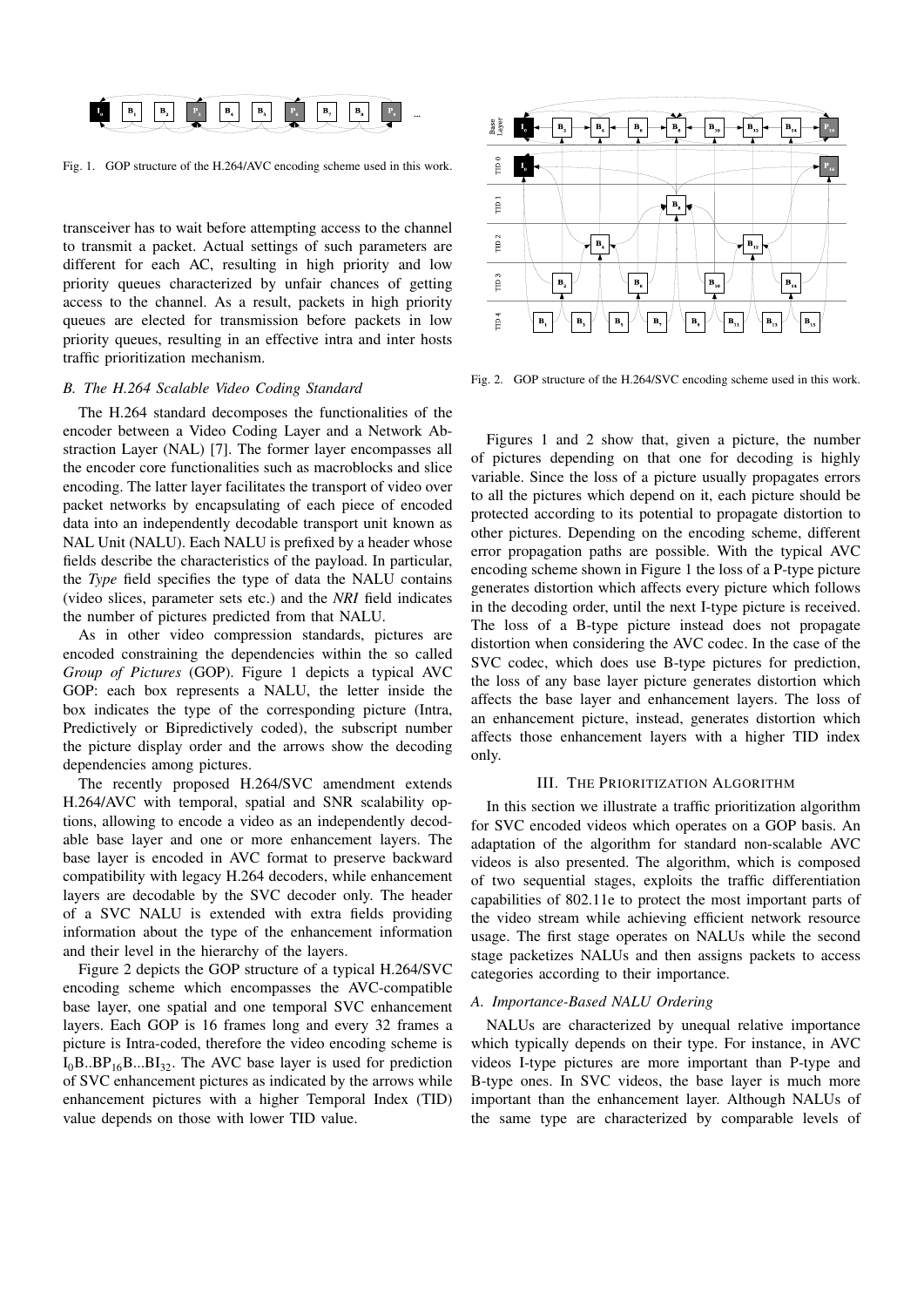I0 B1 B2 P3 B4 B5 P6 B7 B8 P9 ...

Fig. 1. GOP structure of the H.264/AVC encoding scheme used in this work.

transceiver has to wait before attempting access to the channel to transmit a packet. Actual settings of such parameters are different for each AC, resulting in high priority and low priority queues characterized by unfair chances of getting access to the channel. As a result, packets in high priority queues are elected for transmission before packets in low priority queues, resulting in an effective intra and inter hosts traffic prioritization mechanism.

### B. The H.264 Scalable Video Coding Standard

The H.264 standard decomposes the functionalities of the encoder between a Video Coding Layer and a Network Abstraction Layer (NAL) [7]. The former layer encompasses all the encoder core functionalities such as macroblocks and slice encoding. The latter layer facilitates the transport of video over packet networks by encapsulating of each piece of encoded data into an independently decodable transport unit known as NAL Unit (NALU). Each NALU is prefixed by a header whose fields describe the characteristics of the payload. In particular, the *Type* field specifies the type of data the NALU contains (video slices, parameter sets etc.) and the *NRI* field indicates the number of pictures predicted from that NALU.

As in other video compression standards, pictures are encoded constraining the dependencies within the so called *Group of Pictures* (GOP). Figure 1 depicts a typical AVC GOP: each box represents a NALU, the letter inside the box indicates the type of the corresponding picture (Intra, Predictively or Bipredictively coded), the subscript number the picture display order and the arrows show the decoding dependencies among pictures.

The recently proposed H.264/SVC amendment extends H.264/AVC with temporal, spatial and SNR scalability options, allowing to encode a video as an independently decodable base layer and one or more enhancement layers. The base layer is encoded in AVC format to preserve backward compatibility with legacy H.264 decoders, while enhancement layers are decodable by the SVC decoder only. The header of a SVC NALU is extended with extra fields providing information about the type of the enhancement information and their level in the hierarchy of the layers.

Figure 2 depicts the GOP structure of a typical H.264/SVC encoding scheme which encompasses the AVC-compatible base layer, one spatial and one temporal SVC enhancement layers. Each GOP is 16 frames long and every 32 frames a picture is Intra-coded, therefore the video encoding scheme is $I_0$B..B$P_{16}$B...B$I_{32}$. The AVC base layer is used for prediction of SVC enhancement pictures as indicated by the arrows while enhancement pictures with a higher Temporal Index (TID) value depends on those with lower TID value.

Base Layer: I0 B2 B4 B6 B8 B10 B12 B14 P16

TID 0: I0 P16

TID 1: B8

TID 2: B4 B12

TID 3: B2 B6 B10 B14

TID 4: B1 B3 B5 B7 B9 B11 B13 B15

Fig. 2. GOP structure of the H.264/SVC encoding scheme used in this work.

Figures 1 and 2 show that, given a picture, the number of pictures depending on that one for decoding is highly variable. Since the loss of a picture usually propagates errors to all the pictures which depend on it, each picture should be protected according to its potential to propagate distortion to other pictures. Depending on the encoding scheme, different error propagation paths are possible. With the typical AVC encoding scheme shown in Figure 1 the loss of a P-type picture generates distortion which affects every picture which follows in the decoding order, until the next I-type picture is received. The loss of a B-type picture instead does not propagate distortion when considering the AVC codec. In the case of the SVC codec, which does use B-type pictures for prediction, the loss of any base layer picture generates distortion which affects the base layer and enhancement layers. The loss of an enhancement picture, instead, generates distortion which affects those enhancement layers with a higher TID index only.

## III. The Prioritization Algorithm

In this section we illustrate a traffic prioritization algorithm for SVC encoded videos which operates on a GOP basis. An adaptation of the algorithm for standard non-scalable AVC videos is also presented. The algorithm, which is composed of two sequential stages, exploits the traffic differentiation capabilities of 802.11e to protect the most important parts of the video stream while achieving efficient network resource usage. The first stage operates on NALUs while the second stage packetizes NALUs and then assigns packets to access categories according to their importance.

### A. Importance-Based NALU Ordering

NALUs are characterized by unequal relative importance which typically depends on their type. For instance, in AVC videos I-type pictures are more important than P-type and B-type ones. In SVC videos, the base layer is much more important than the enhancement layer. Although NALUs of the same type are characterized by comparable levels of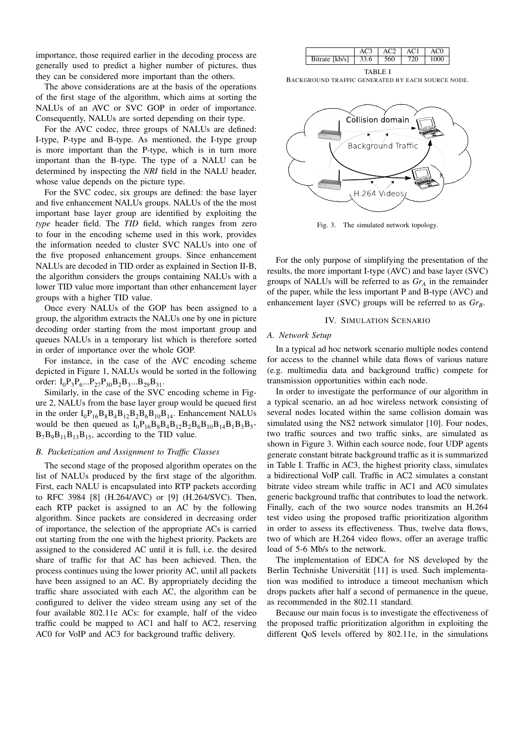importance, those required earlier in the decoding process are generally used to predict a higher number of pictures, thus they can be considered more important than the others.

The above considerations are at the basis of the operations of the first stage of the algorithm, which aims at sorting the NALUs of an AVC or SVC GOP in order of importance. Consequently, NALUs are sorted depending on their type.

For the AVC codec, three groups of NALUs are defined: I-type, P-type and B-type. As mentioned, the I-type group is more important than the P-type, which is in turn more important than the B-type. The type of a NALU can be determined by inspecting the *NRI* field in the NALU header, whose value depends on the picture type.

For the SVC codec, six groups are defined: the base layer and five enhancement NALUs groups. NALUs of the the most important base layer group are identified by exploiting the *type* header field. The *TID* field, which ranges from zero to four in the encoding scheme used in this work, provides the information needed to cluster SVC NALUs into one of the five proposed enhancement groups. Since enhancement NALUs are decoded in TID order as explained in Section II-B, the algorithm considers the groups containing NALUs with a lower TID value more important than other enhancement layer groups with a higher TID value.

Once every NALUs of the GOP has been assigned to a group, the algorithm extracts the NALUs one by one in picture decoding order starting from the most important group and queues NALUs in a temporary list which is therefore sorted in order of importance over the whole GOP.

For instance, in the case of the AVC encoding scheme depicted in Figure 1, NALUs would be sorted in the following order: $I_0P_3P_6...P_{27}P_{30}B_2B_3...B_{29}B_{31}$.

Similarly, in the case of the SVC encoding scheme in Figure 2, NALUs from the base layer group would be queued first in the order $I_0P_{16}B_8B_4B_{12}B_2B_6B_{10}B_{14}$. Enhancement NALUs would be then queued as $I_0P_{16}B_8B_4B_{12}B_2B_6B_{10}B_{14}B_1B_3B_5$-$B_7B_9B_{11}B_{13}B_{15}$, according to the TID value.

### B. Packetization and Assignment to Traffic Classes

The second stage of the proposed algorithm operates on the list of NALUs produced by the first stage of the algorithm. First, each NALU is encapsulated into RTP packets according to RFC 3984 [8] (H.264/AVC) or [9] (H.264/SVC). Then, each RTP packet is assigned to an AC by the following algorithm. Since packets are considered in decreasing order of importance, the selection of the appropriate ACs is carried out starting from the one with the highest priority. Packets are assigned to the considered AC until it is full, i.e. the desired share of traffic for that AC has been achieved. Then, the process continues using the lower priority AC, until all packets have been assigned to an AC. By appropriately deciding the traffic share associated with each AC, the algorithm can be configured to deliver the video stream using any set of the four available 802.11e ACs: for example, half of the video traffic could be mapped to AC1 and half to AC2, reserving AC0 for VoIP and AC3 for background traffic delivery.

| | AC3 | AC2 | AC1 | AC0 |
|---|---|---|---|---|
| Bitrate [kb/s] | 33.6 | 560 | 720 | 1000 |

TABLE I
BACKGROUND TRAFFIC GENERATED BY EACH SOURCE NODE.

Collision domain
Background Traffic
H.264 Videos

Fig. 3. The simulated network topology.

For the only purpose of simplifying the presentation of the results, the more important I-type (AVC) and base layer (SVC) groups of NALUs will be referred to as $Gr_A$ in the remainder of the paper, while the less important P and B-type (AVC) and enhancement layer (SVC) groups will be referred to as $Gr_B$.

## IV. SIMULATION SCENARIO

### A. Network Setup

In a typical ad hoc network scenario multiple nodes contend for access to the channel while data flows of various nature (e.g. multimedia data and background traffic) compete for transmission opportunities within each node.

In order to investigate the performance of our algorithm in a typical scenario, an ad hoc wireless network consisting of several nodes located within the same collision domain was simulated using the NS2 network simulator [10]. Four nodes, two traffic sources and two traffic sinks, are simulated as shown in Figure 3. Within each source node, four UDP agents generate constant bitrate background traffic as it is summarized in Table I. Traffic in AC3, the highest priority class, simulates a bidirectional VoIP call. Traffic in AC2 simulates a constant bitrate video stream while traffic in AC1 and AC0 simulates generic background traffic that contributes to load the network. Finally, each of the two source nodes transmits an H.264 test video using the proposed traffic prioritization algorithm in order to assess its effectiveness. Thus, twelve data flows, two of which are H.264 video flows, offer an average traffic load of 5-6 Mb/s to the network.

The implementation of EDCA for NS developed by the Berlin Technishe Universität [11] is used. Such implementation was modified to introduce a timeout mechanism which drops packets after half a second of permanence in the queue, as recommended in the 802.11 standard.

Because our main focus is to investigate the effectiveness of the proposed traffic prioritization algorithm in exploiting the different QoS levels offered by 802.11e, in the simulations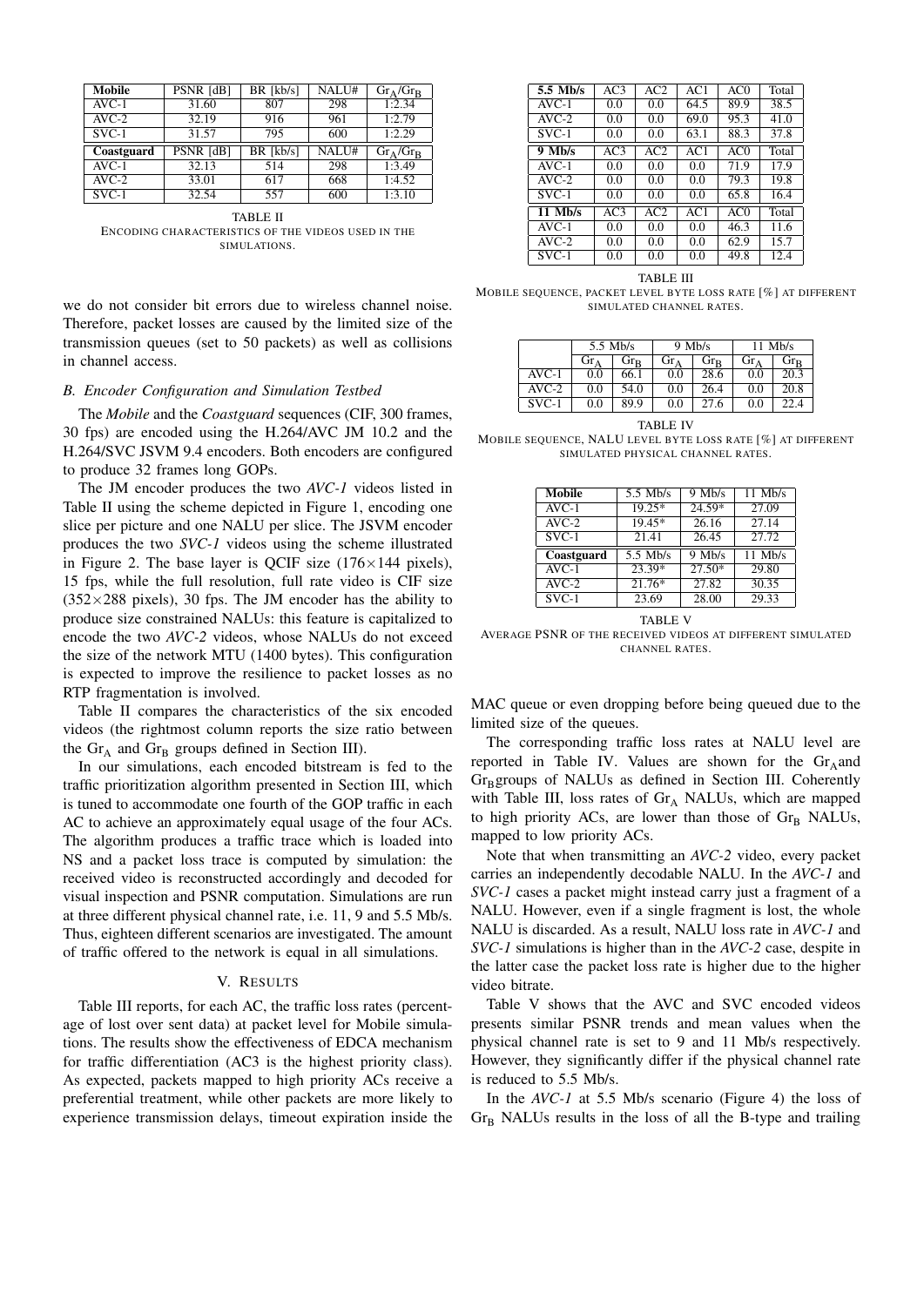| Mobile | PSNR [dB] | BR [kb/s] | NALU# | $Gr_A/Gr_B$ |
|---|---|---|---|---|
| AVC-1 | 31.60 | 807 | 298 | 1:2.34 |
| AVC-2 | 32.19 | 916 | 961 | 1:2.79 |
| SVC-1 | 31.57 | 795 | 600 | 1:2.29 |
| **Coastguard** | PSNR [dB] | BR [kb/s] | NALU# | $Gr_A/Gr_B$ |
| AVC-1 | 32.13 | 514 | 298 | 1:3.49 |
| AVC-2 | 33.01 | 617 | 668 | 1:4.52 |
| SVC-1 | 32.54 | 557 | 600 | 1:3.10 |

TABLE II
ENCODING CHARACTERISTICS OF THE VIDEOS USED IN THE SIMULATIONS.

we do not consider bit errors due to wireless channel noise. Therefore, packet losses are caused by the limited size of the transmission queues (set to 50 packets) as well as collisions in channel access.

### B. Encoder Configuration and Simulation Testbed

The *Mobile* and the *Coastguard* sequences (CIF, 300 frames, 30 fps) are encoded using the H.264/AVC JM 10.2 and the H.264/SVC JSVM 9.4 encoders. Both encoders are configured to produce 32 frames long GOPs.

The JM encoder produces the two *AVC-1* videos listed in Table II using the scheme depicted in Figure 1, encoding one slice per picture and one NALU per slice. The JSVM encoder produces the two *SVC-1* videos using the scheme illustrated in Figure 2. The base layer is QCIF size ($176\times144$ pixels), 15 fps, while the full resolution, full rate video is CIF size ($352\times288$ pixels), 30 fps. The JM encoder has the ability to produce size constrained NALUs: this feature is capitalized to encode the two *AVC-2* videos, whose NALUs do not exceed the size of the network MTU (1400 bytes). This configuration is expected to improve the resilience to packet losses as no RTP fragmentation is involved.

Table II compares the characteristics of the six encoded videos (the rightmost column reports the size ratio between the $Gr_A$ and $Gr_B$ groups defined in Section III).

In our simulations, each encoded bitstream is fed to the traffic prioritization algorithm presented in Section III, which is tuned to accommodate one fourth of the GOP traffic in each AC to achieve an approximately equal usage of the four ACs. The algorithm produces a traffic trace which is loaded into NS and a packet loss trace is computed by simulation: the received video is reconstructed accordingly and decoded for visual inspection and PSNR computation. Simulations are run at three different physical channel rate, i.e. 11, 9 and 5.5 Mb/s. Thus, eighteen different scenarios are investigated. The amount of traffic offered to the network is equal in all simulations.

## V. Results

Table III reports, for each AC, the traffic loss rates (percentage of lost over sent data) at packet level for Mobile simulations. The results show the effectiveness of EDCA mechanism for traffic differentiation (AC3 is the highest priority class). As expected, packets mapped to high priority ACs receive a preferential treatment, while other packets are more likely to experience transmission delays, timeout expiration inside the MAC queue or even dropping before being queued due to the limited size of the queues.

| 5.5 Mb/s | AC3 | AC2 | AC1 | AC0 | Total |
|---|---|---|---|---|---|
| AVC-1 | 0.0 | 0.0 | 64.5 | 89.9 | 38.5 |
| AVC-2 | 0.0 | 0.0 | 69.0 | 95.3 | 41.0 |
| SVC-1 | 0.0 | 0.0 | 63.1 | 88.3 | 37.8 |
| **9 Mb/s** | AC3 | AC2 | AC1 | AC0 | Total |
| AVC-1 | 0.0 | 0.0 | 0.0 | 71.9 | 17.9 |
| AVC-2 | 0.0 | 0.0 | 0.0 | 79.3 | 19.8 |
| SVC-1 | 0.0 | 0.0 | 0.0 | 65.8 | 16.4 |
| **11 Mb/s** | AC3 | AC2 | AC1 | AC0 | Total |
| AVC-1 | 0.0 | 0.0 | 0.0 | 46.3 | 11.6 |
| AVC-2 | 0.0 | 0.0 | 0.0 | 62.9 | 15.7 |
| SVC-1 | 0.0 | 0.0 | 0.0 | 49.8 | 12.4 |

TABLE III
MOBILE SEQUENCE, PACKET LEVEL BYTE LOSS RATE [%] AT DIFFERENT SIMULATED CHANNEL RATES.

| | 5.5 Mb/s | | 9 Mb/s | | 11 Mb/s | |
|---|---|---|---|---|---|---|
| | $Gr_A$ | $Gr_B$ | $Gr_A$ | $Gr_B$ | $Gr_A$ | $Gr_B$ |
| AVC-1 | 0.0 | 66.1 | 0.0 | 28.6 | 0.0 | 20.3 |
| AVC-2 | 0.0 | 54.0 | 0.0 | 26.4 | 0.0 | 20.8 |
| SVC-1 | 0.0 | 89.9 | 0.0 | 27.6 | 0.0 | 22.4 |

TABLE IV
MOBILE SEQUENCE, NALU LEVEL BYTE LOSS RATE [%] AT DIFFERENT SIMULATED PHYSICAL CHANNEL RATES.

| Mobile | 5.5 Mb/s | 9 Mb/s | 11 Mb/s |
|---|---|---|---|
| AVC-1 | 19.25* | 24.59* | 27.09 |
| AVC-2 | 19.45* | 26.16 | 27.14 |
| SVC-1 | 21.41 | 26.45 | 27.72 |
| **Coastguard** | 5.5 Mb/s | 9 Mb/s | 11 Mb/s |
| AVC-1 | 23.39* | 27.50* | 29.80 |
| AVC-2 | 21.76* | 27.82 | 30.35 |
| SVC-1 | 23.69 | 28.00 | 29.33 |

TABLE V
AVERAGE PSNR OF THE RECEIVED VIDEOS AT DIFFERENT SIMULATED CHANNEL RATES.

The corresponding traffic loss rates at NALU level are reported in Table IV. Values are shown for the $Gr_A$ and $Gr_B$ groups of NALUs as defined in Section III. Coherently with Table III, loss rates of $Gr_A$ NALUs, which are mapped to high priority ACs, are lower than those of $Gr_B$ NALUs, mapped to low priority ACs.

Note that when transmitting an *AVC-2* video, every packet carries an independently decodable NALU. In the *AVC-1* and *SVC-1* cases a packet might instead carry just a fragment of a NALU. However, even if a single fragment is lost, the whole NALU is discarded. As a result, NALU loss rate in *AVC-1* and *SVC-1* simulations is higher than in the *AVC-2* case, despite in the latter case the packet loss rate is higher due to the higher video bitrate.

Table V shows that the AVC and SVC encoded videos presents similar PSNR trends and mean values when the physical channel rate is set to 9 and 11 Mb/s respectively. However, they significantly differ if the physical channel rate is reduced to 5.5 Mb/s.

In the *AVC-1* at 5.5 Mb/s scenario (Figure 4) the loss of $Gr_B$ NALUs results in the loss of all the B-type and trailing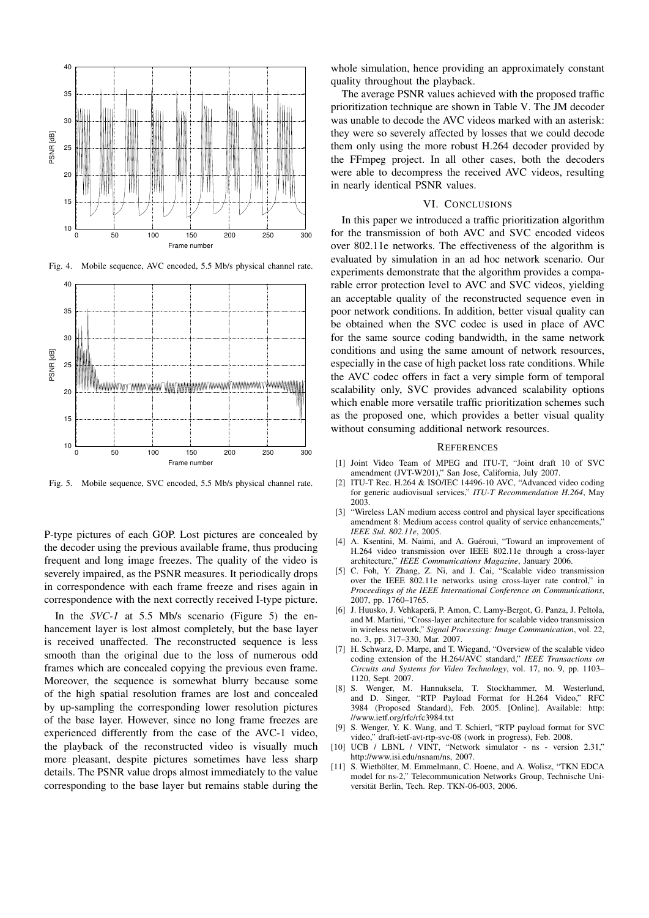PSNR [dB]

40
35
30
25
20
15
10

0 50 100 150 200 250 300

Frame number

Fig. 4. Mobile sequence, AVC encoded, 5.5 Mb/s physical channel rate.

PSNR [dB]

40
35
30
25
20
15
10

0 50 100 150 200 250 300

Frame number

Fig. 5. Mobile sequence, SVC encoded, 5.5 Mb/s physical channel rate.

P-type pictures of each GOP. Lost pictures are concealed by the decoder using the previous available frame, thus producing frequent and long image freezes. The quality of the video is severely impaired, as the PSNR measures. It periodically drops in correspondence with each frame freeze and rises again in correspondence with the next correctly received I-type picture.

In the *SVC-1* at 5.5 Mb/s scenario (Figure 5) the enhancement layer is lost almost completely, but the base layer is received unaffected. The reconstructed sequence is less smooth than the original due to the loss of numerous odd frames which are concealed copying the previous even frame. Moreover, the sequence is somewhat blurry because some of the high spatial resolution frames are lost and concealed by up-sampling the corresponding lower resolution pictures of the base layer. However, since no long frame freezes are experienced differently from the case of the AVC-1 video, the playback of the reconstructed video is visually much more pleasant, despite pictures sometimes have less sharp details. The PSNR value drops almost immediately to the value corresponding to the base layer but remains stable during the whole simulation, hence providing an approximately constant quality throughout the playback.

The average PSNR values achieved with the proposed traffic prioritization technique are shown in Table V. The JM decoder was unable to decode the AVC videos marked with an asterisk: they were so severely affected by losses that we could decode them only using the more robust H.264 decoder provided by the FFmpeg project. In all other cases, both the decoders were able to decompress the received AVC videos, resulting in nearly identical PSNR values.

## VI. Conclusions

In this paper we introduced a traffic prioritization algorithm for the transmission of both AVC and SVC encoded videos over 802.11e networks. The effectiveness of the algorithm is evaluated by simulation in an ad hoc network scenario. Our experiments demonstrate that the algorithm provides a comparable error protection level to AVC and SVC videos, yielding an acceptable quality of the reconstructed sequence even in poor network conditions. In addition, better visual quality can be obtained when the SVC codec is used in place of AVC for the same source coding bandwidth, in the same network conditions and using the same amount of network resources, especially in the case of high packet loss rate conditions. While the AVC codec offers in fact a very simple form of temporal scalability only, SVC provides advanced scalability options which enable more versatile traffic prioritization schemes such as the proposed one, which provides a better visual quality without consuming additional network resources.

## References

[1] Joint Video Team of MPEG and ITU-T, "Joint draft 10 of SVC amendment (JVT-W201)," San Jose, California, July 2007.

[2] ITU-T Rec. H.264 & ISO/IEC 14496-10 AVC, "Advanced video coding for generic audiovisual services," *ITU-T Recommendation H.264*, May 2003.

[3] "Wireless LAN medium access control and physical layer specifications amendment 8: Medium access control quality of service enhancements," *IEEE Std. 802.11e*, 2005.

[4] A. Ksentini, M. Naimi, and A. Guéroui, "Toward an improvement of H.264 video transmission over IEEE 802.11e through a cross-layer architecture," *IEEE Communications Magazine*, January 2006.

[5] C. Foh, Y. Zhang, Z. Ni, and J. Cai, "Scalable video transmission over the IEEE 802.11e networks using cross-layer rate control," in *Proceedings of the IEEE International Conference on Communications*, 2007, pp. 1760–1765.

[6] J. Huusko, J. Vehkaperä, P. Amon, C. Lamy-Bergot, G. Panza, J. Peltola, and M. Martini, "Cross-layer architecture for scalable video transmission in wireless network," *Signal Processing: Image Communication*, vol. 22, no. 3, pp. 317–330, Mar. 2007.

[7] H. Schwarz, D. Marpe, and T. Wiegand, "Overview of the scalable video coding extension of the H.264/AVC standard," *IEEE Transactions on Circuits and Systems for Video Technology*, vol. 17, no. 9, pp. 1103–1120, Sept. 2007.

[8] S. Wenger, M. Hannuksela, T. Stockhammer, M. Westerlund, and D. Singer, "RTP Payload Format for H.264 Video," RFC 3984 (Proposed Standard), Feb. 2005. [Online]. Available: http://www.ietf.org/rfc/rfc3984.txt

[9] S. Wenger, Y. K. Wang, and T. Schierl, "RTP payload format for SVC video," draft-ietf-avt-rtp-svc-08 (work in progress), Feb. 2008.

[10] UCB / LBNL / VINT, "Network simulator - ns - version 2.31," http://www.isi.edu/nsnam/ns, 2007.

[11] S. Wiethölter, M. Emmelmann, C. Hoene, and A. Wolisz, "TKN EDCA model for ns-2," Telecommunication Networks Group, Technische Universität Berlin, Tech. Rep. TKN-06-003, 2006.